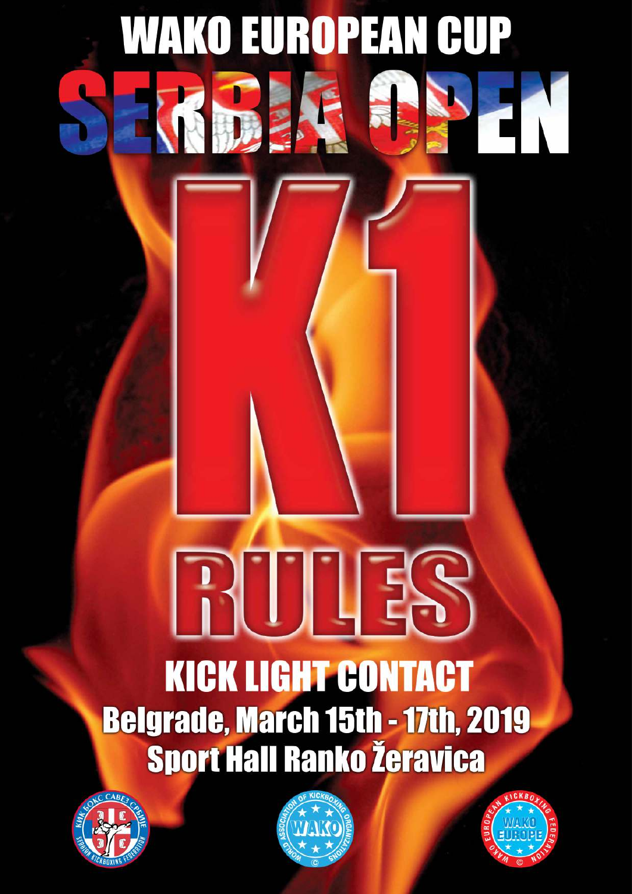# WAKO EUROPEAN CUP

# SERBIA OPEN

# K1

# RULES

## KICK LIGHT CONTACT

**Belgrade, March 15th - 17th, 2019**

**Sport Hall Ranko Žeravica**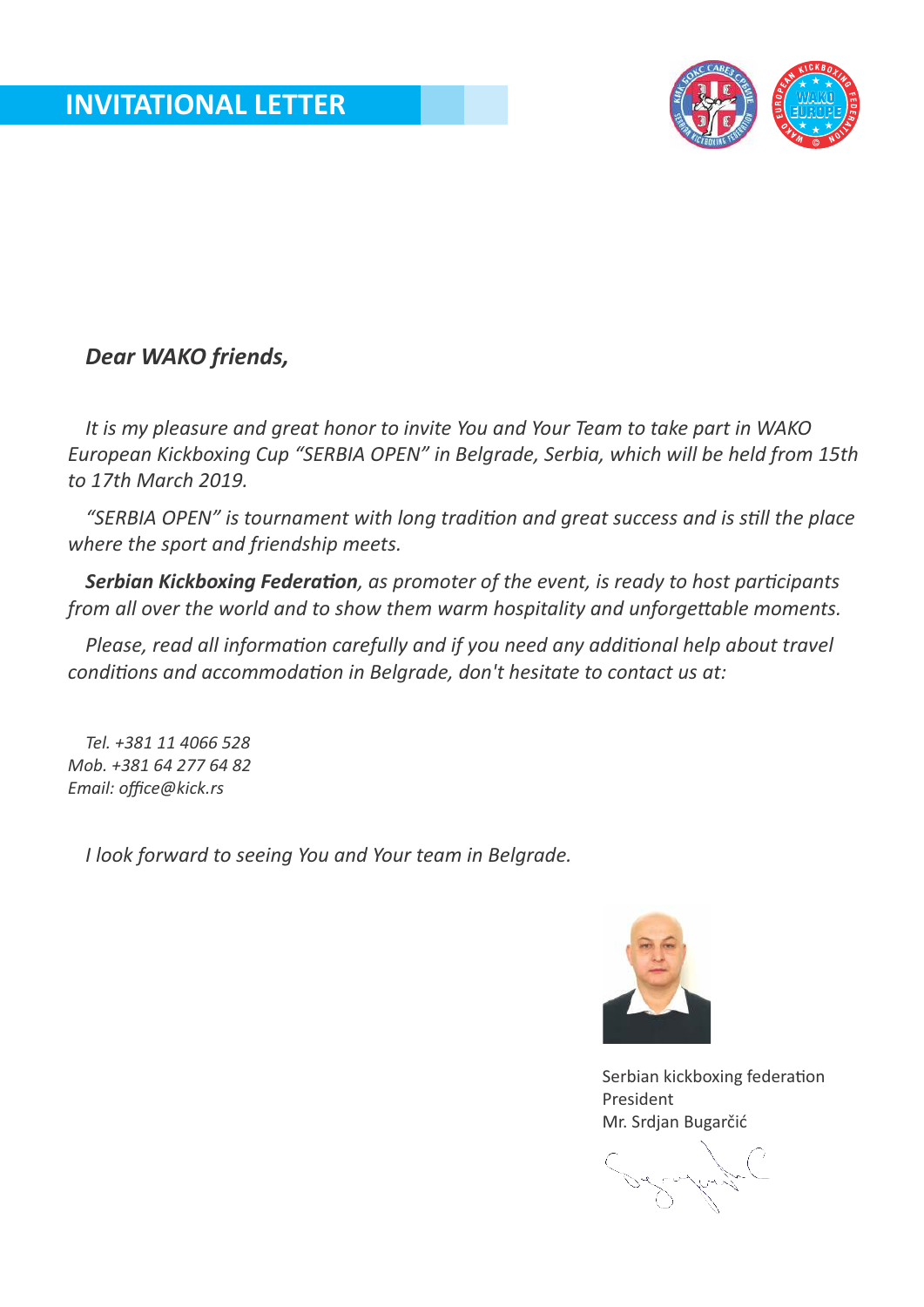# INVITATIONAL LETTER

***Dear WAKO friends,***

*It is my pleasure and great honor to invite You and Your Team to take part in WAKO European Kickboxing Cup "SERBIA OPEN" in Belgrade, Serbia, which will be held from 15th to 17th March 2019.*

*"SERBIA OPEN" is tournament with long tradition and great success and is still the place where the sport and friendship meets.*

***Serbian Kickboxing Federation**, as promoter of the event, is ready to host participants from all over the world and to show them warm hospitality and unforgettable moments.*

*Please, read all information carefully and if you need any additional help about travel conditions and accommodation in Belgrade, don't hesitate to contact us at:*

*Tel. +381 11 4066 528*
*Mob. +381 64 277 64 82*
*Email: office@kick.rs*

*I look forward to seeing You and Your team in Belgrade.*

Serbian kickboxing federation
President
Mr. Srdjan Bugarčić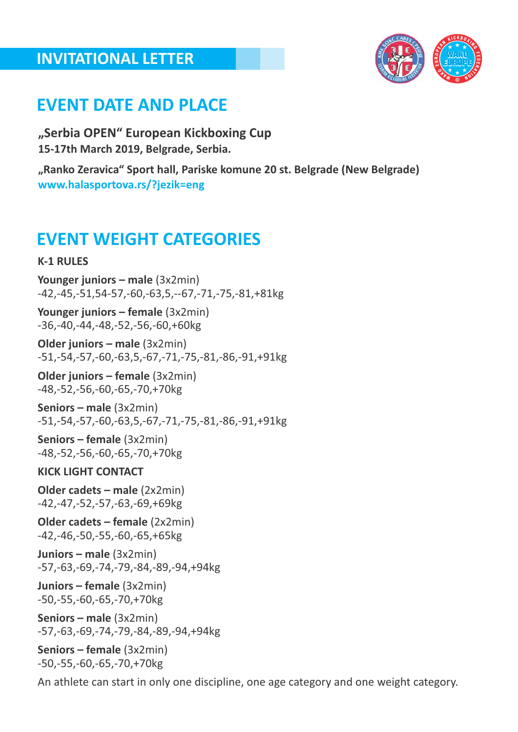## INVITATIONAL LETTER

# EVENT DATE AND PLACE

**„Serbia OPEN" European Kickboxing Cup**
**15-17th March 2019, Belgrade, Serbia.**

**„Ranko Zeravica" Sport hall, Pariske komune 20 st. Belgrade (New Belgrade)**
**www.halasportova.rs/?jezik=eng**

# EVENT WEIGHT CATEGORIES

**K-1 RULES**

**Younger juniors – male** (3x2min)
-42,-45,-51,54-57,-60,-63,5,--67,-71,-75,-81,+81kg

**Younger juniors – female** (3x2min)
-36,-40,-44,-48,-52,-56,-60,+60kg

**Older juniors – male** (3x2min)
-51,-54,-57,-60,-63,5,-67,-71,-75,-81,-86,-91,+91kg

**Older juniors – female** (3x2min)
-48,-52,-56,-60,-65,-70,+70kg

**Seniors – male** (3x2min)
-51,-54,-57,-60,-63,5,-67,-71,-75,-81,-86,-91,+91kg

**Seniors – female** (3x2min)
-48,-52,-56,-60,-65,-70,+70kg

**KICK LIGHT CONTACT**

**Older cadets – male** (2x2min)
-42,-47,-52,-57,-63,-69,+69kg

**Older cadets – female** (2x2min)
-42,-46,-50,-55,-60,-65,+65kg

**Juniors – male** (3x2min)
-57,-63,-69,-74,-79,-84,-89,-94,+94kg

**Juniors – female** (3x2min)
-50,-55,-60,-65,-70,+70kg

**Seniors – male** (3x2min)
-57,-63,-69,-74,-79,-84,-89,-94,+94kg

**Seniors – female** (3x2min)
-50,-55,-60,-65,-70,+70kg

An athlete can start in only one discipline, one age category and one weight category.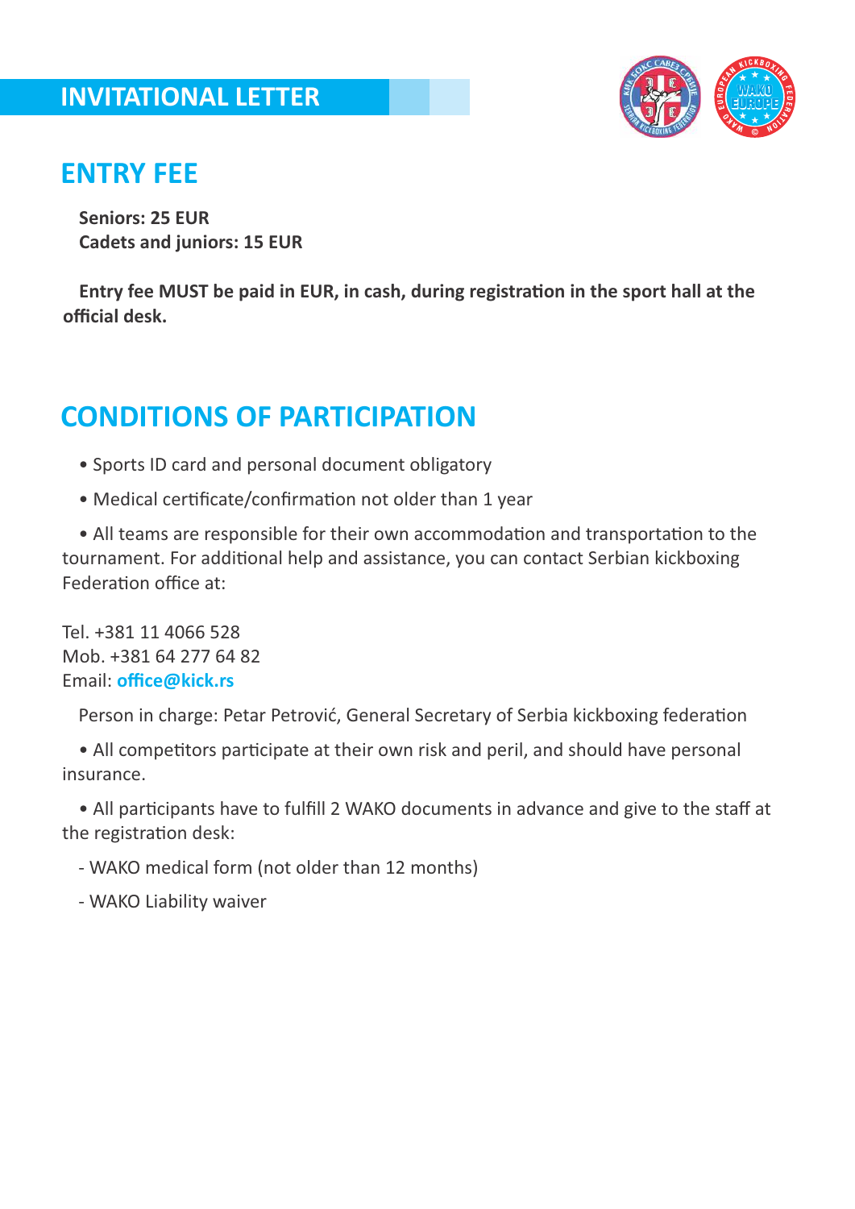# INVITATIONAL LETTER

## ENTRY FEE

**Seniors: 25 EUR**
**Cadets and juniors: 15 EUR**

**Entry fee MUST be paid in EUR, in cash, during registration in the sport hall at the official desk.**

## CONDITIONS OF PARTICIPATION

- Sports ID card and personal document obligatory
- Medical certificate/confirmation not older than 1 year
- All teams are responsible for their own accommodation and transportation to the tournament. For additional help and assistance, you can contact Serbian kickboxing Federation office at:

Tel. +381 11 4066 528
Mob. +381 64 277 64 82
Email: **office@kick.rs**

Person in charge: Petar Petrović, General Secretary of Serbia kickboxing federation

- All competitors participate at their own risk and peril, and should have personal insurance.
- All participants have to fulfill 2 WAKO documents in advance and give to the staff at the registration desk:

  - WAKO medical form (not older than 12 months)
  - WAKO Liability waiver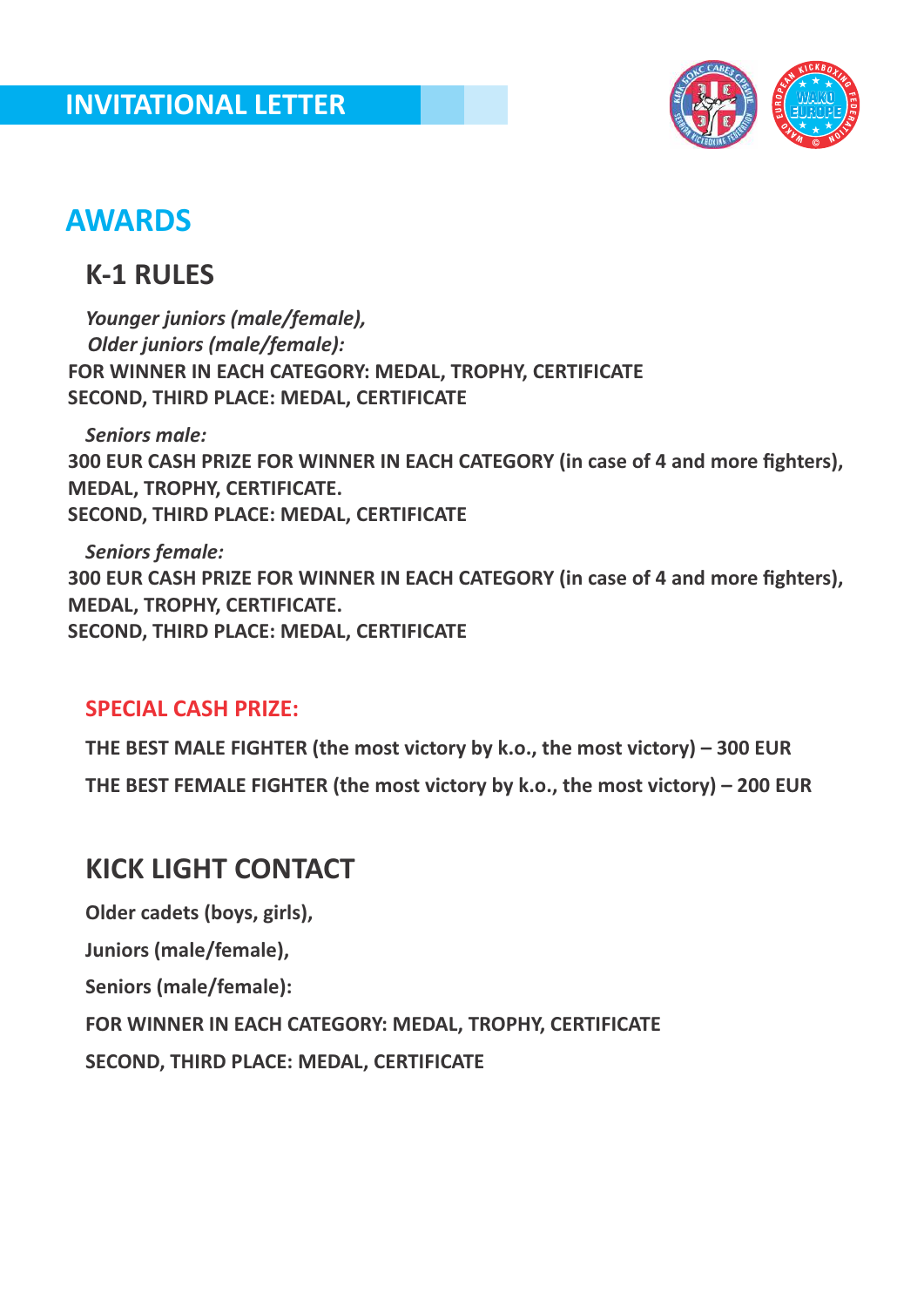## AWARDS

### K-1 RULES

*Younger juniors (male/female),*
*Older juniors (male/female):*

**FOR WINNER IN EACH CATEGORY: MEDAL, TROPHY, CERTIFICATE**
**SECOND, THIRD PLACE: MEDAL, CERTIFICATE**

*Seniors male:*

**300 EUR CASH PRIZE FOR WINNER IN EACH CATEGORY (in case of 4 and more fighters), MEDAL, TROPHY, CERTIFICATE.**
**SECOND, THIRD PLACE: MEDAL, CERTIFICATE**

*Seniors female:*

**300 EUR CASH PRIZE FOR WINNER IN EACH CATEGORY (in case of 4 and more fighters), MEDAL, TROPHY, CERTIFICATE.**
**SECOND, THIRD PLACE: MEDAL, CERTIFICATE**

**SPECIAL CASH PRIZE:**

**THE BEST MALE FIGHTER (the most victory by k.o., the most victory) – 300 EUR**

**THE BEST FEMALE FIGHTER (the most victory by k.o., the most victory) – 200 EUR**

### KICK LIGHT CONTACT

**Older cadets (boys, girls),**

**Juniors (male/female),**

**Seniors (male/female):**

**FOR WINNER IN EACH CATEGORY: MEDAL, TROPHY, CERTIFICATE**

**SECOND, THIRD PLACE: MEDAL, CERTIFICATE**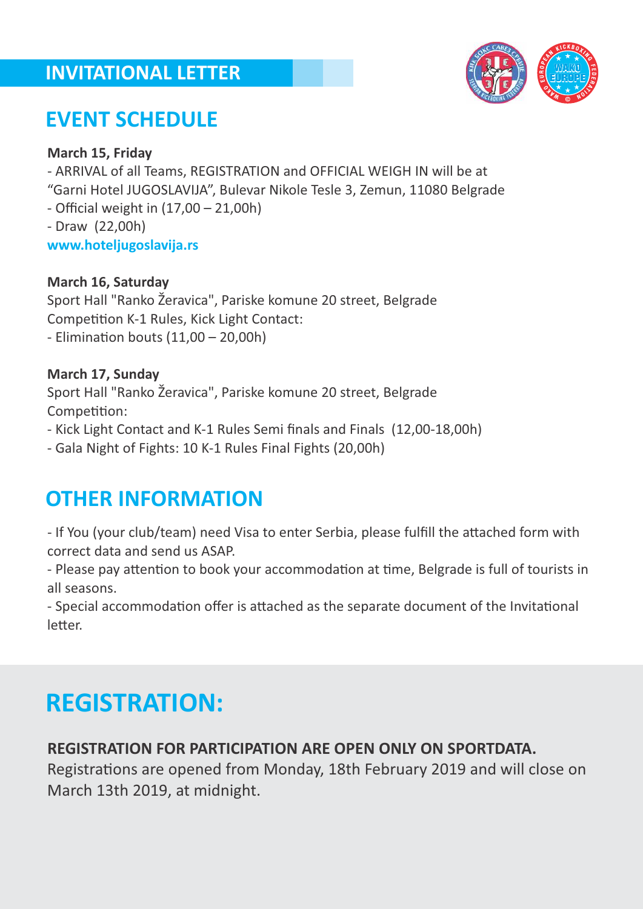# INVITATIONAL LETTER

## EVENT SCHEDULE

**March 15, Friday**

- ARRIVAL of all Teams, REGISTRATION and OFFICIAL WEIGH IN will be at "Garni Hotel JUGOSLAVIJA", Bulevar Nikole Tesle 3, Zemun, 11080 Belgrade
- Official weight in (17,00 – 21,00h)
- Draw (22,00h)

**www.hoteljugoslavija.rs**

**March 16, Saturday**

Sport Hall "Ranko Žeravica", Pariske komune 20 street, Belgrade
Competition K-1 Rules, Kick Light Contact:

- Elimination bouts (11,00 – 20,00h)

**March 17, Sunday**

Sport Hall "Ranko Žeravica", Pariske komune 20 street, Belgrade
Competition:

- Kick Light Contact and K-1 Rules Semi finals and Finals (12,00-18,00h)
- Gala Night of Fights: 10 K-1 Rules Final Fights (20,00h)

## OTHER INFORMATION

- If You (your club/team) need Visa to enter Serbia, please fulfill the attached form with correct data and send us ASAP.
- Please pay attention to book your accommodation at time, Belgrade is full of tourists in all seasons.
- Special accommodation offer is attached as the separate document of the Invitational letter.

# REGISTRATION:

**REGISTRATION FOR PARTICIPATION ARE OPEN ONLY ON SPORTDATA.**
Registrations are opened from Monday, 18th February 2019 and will close on March 13th 2019, at midnight.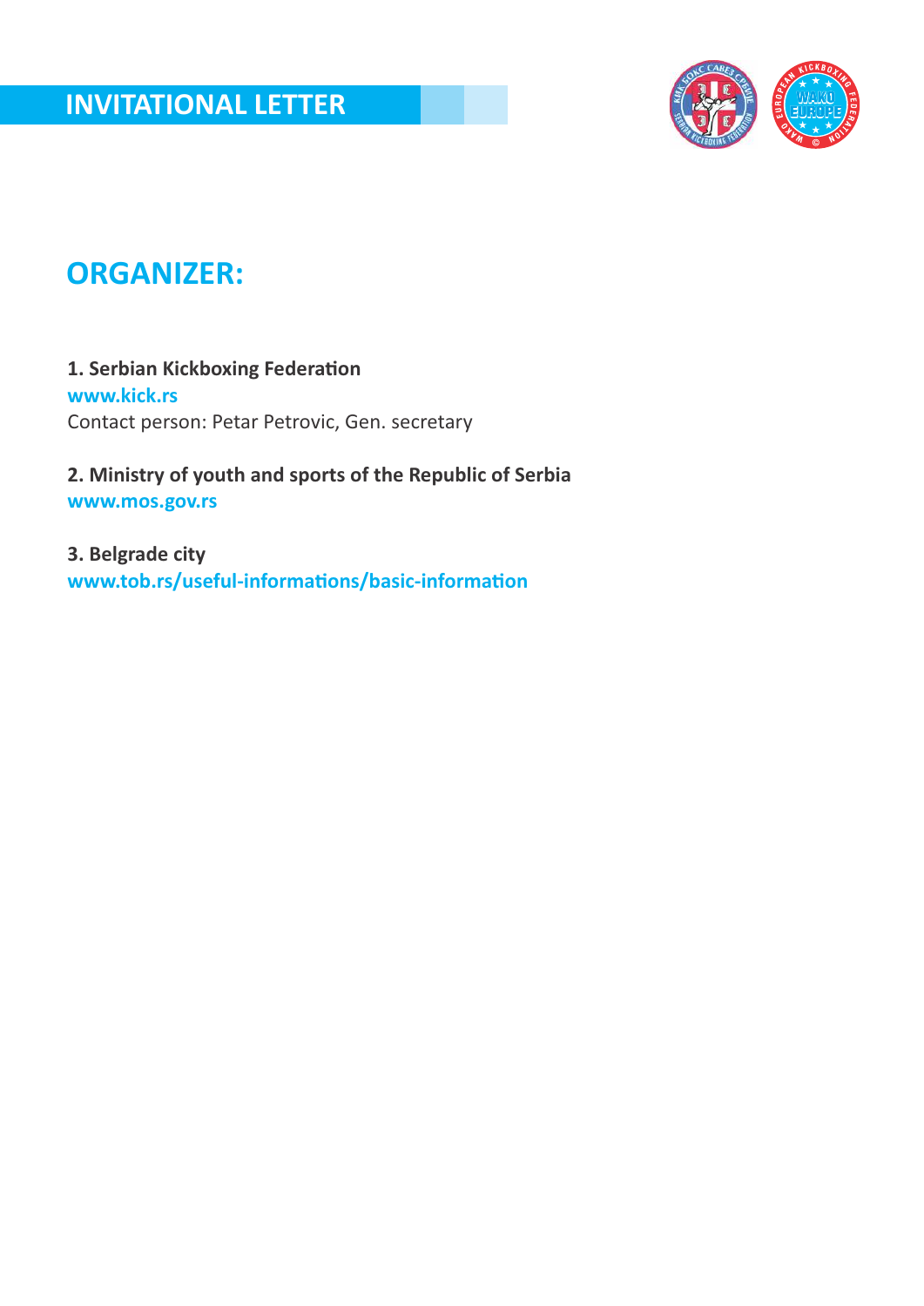# INVITATIONAL LETTER

## ORGANIZER:

**1. Serbian Kickboxing Federation**
**www.kick.rs**
Contact person: Petar Petrovic, Gen. secretary

**2. Ministry of youth and sports of the Republic of Serbia**
**www.mos.gov.rs**

**3. Belgrade city**
**www.tob.rs/useful-informations/basic-information**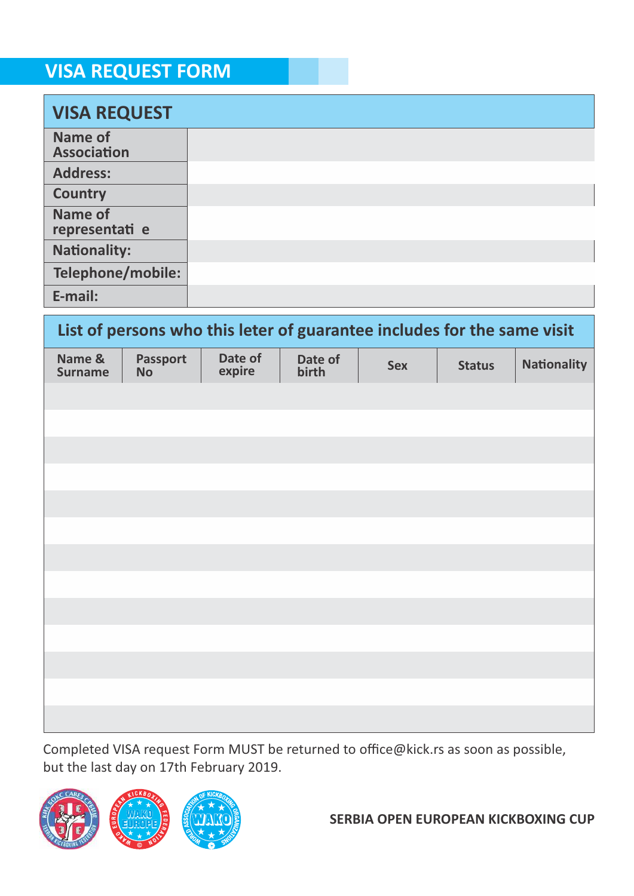# VISA REQUEST FORM

| VISA REQUEST | |
|---|---|
| Name of Association | |
| Address: | |
| Country | |
| Name of representati e | |
| Nationality: | |
| Telephone/mobile: | |
| E-mail: | |

**List of persons who this leter of guarantee includes for the same visit**

| Name & Surname | Passport No | Date of expire | Date of birth | Sex | Status | Nationality |
|---|---|---|---|---|---|---|
| | | | | | | |
| | | | | | | |
| | | | | | | |
| | | | | | | |
| | | | | | | |
| | | | | | | |
| | | | | | | |
| | | | | | | |
| | | | | | | |
| | | | | | | |
| | | | | | | |
| | | | | | | |
| | | | | | | |

Completed VISA request Form MUST be returned to office@kick.rs as soon as possible, but the last day on 17th February 2019.

**SERBIA OPEN EUROPEAN KICKBOXING CUP**